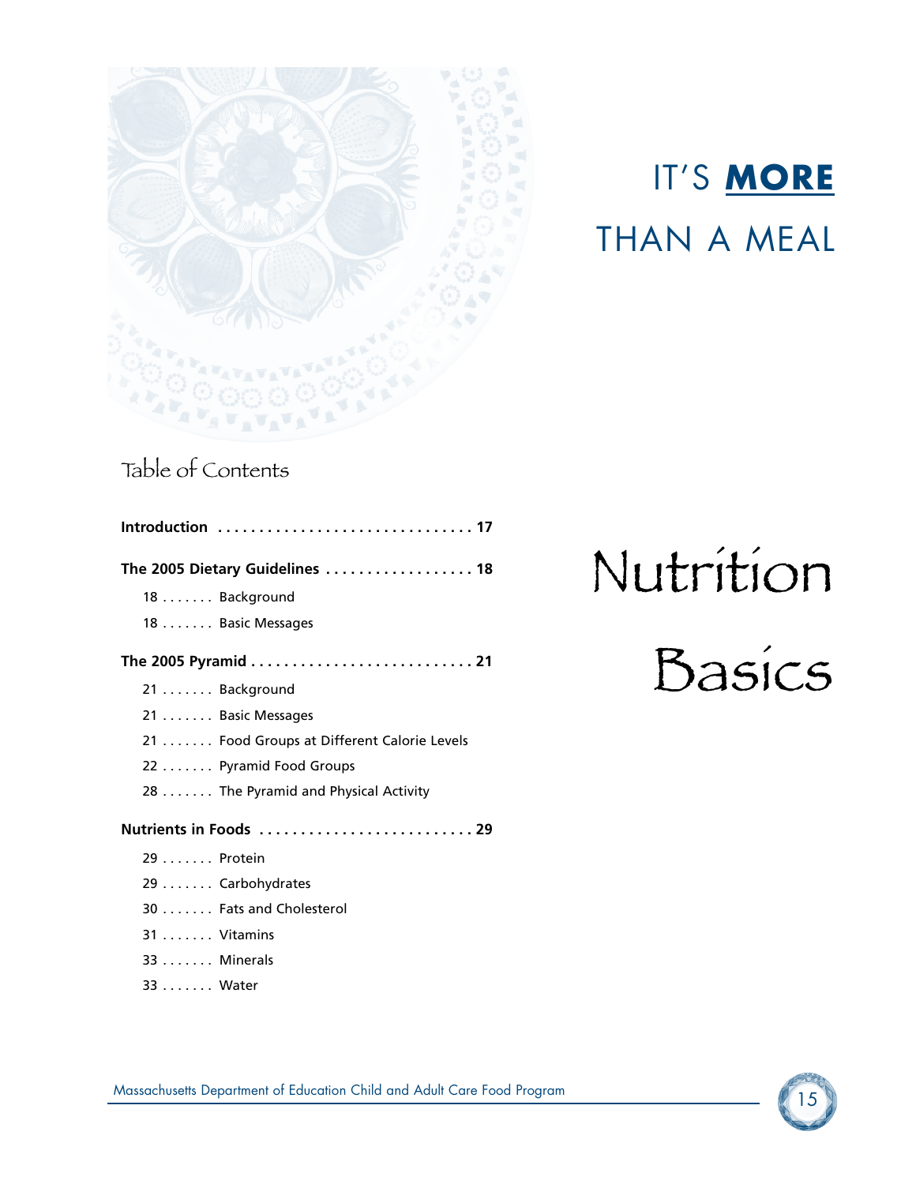# IT'S **MORE** THAN A MEAL

# Nutrition Basics

## Table of Contents

**Introduction** . . . . . . . . . . . . . . . . . . . . . . . . . . . . . . . **17**

**The 2005 Dietary Guidelines** . . . . . . . . . . . . . . . . . . **18**

- 18 . . . . . . . Background
- 18 . . . . . . . Basic Messages

**The 2005 Pyramid** . . . . . . . . . . . . . . . . . . . . . . . . . . . **21**

- 21 . . . . . . . Background
- 21 . . . . . . . Basic Messages
- 21 . . . . . . . Food Groups at Different Calorie Levels
- 22 . . . . . . . Pyramid Food Groups
- 28 . . . . . . . The Pyramid and Physical Activity

**Nutrients in Foods** . . . . . . . . . . . . . . . . . . . . . . . . . . **29**

- 29 . . . . . . . Protein
- 29 . . . . . . . Carbohydrates
- 30 . . . . . . . Fats and Cholesterol
- 31 . . . . . . . Vitamins
- 33 . . . . . . . Minerals
- 33 . . . . . . . Water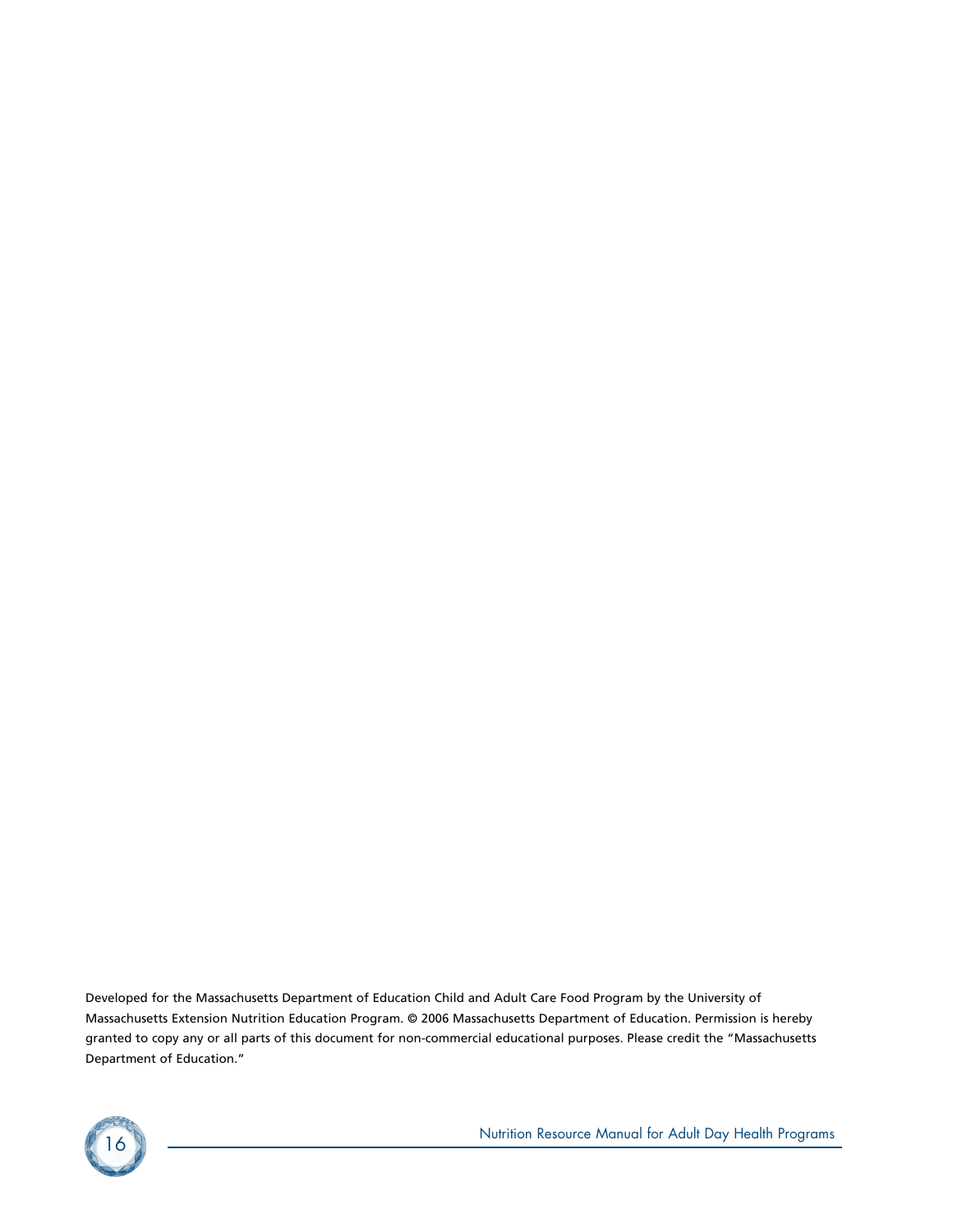Developed for the Massachusetts Department of Education Child and Adult Care Food Program by the University of Massachusetts Extension Nutrition Education Program. © 2006 Massachusetts Department of Education. Permission is hereby granted to copy any or all parts of this document for non-commercial educational purposes. Please credit the "Massachusetts Department of Education."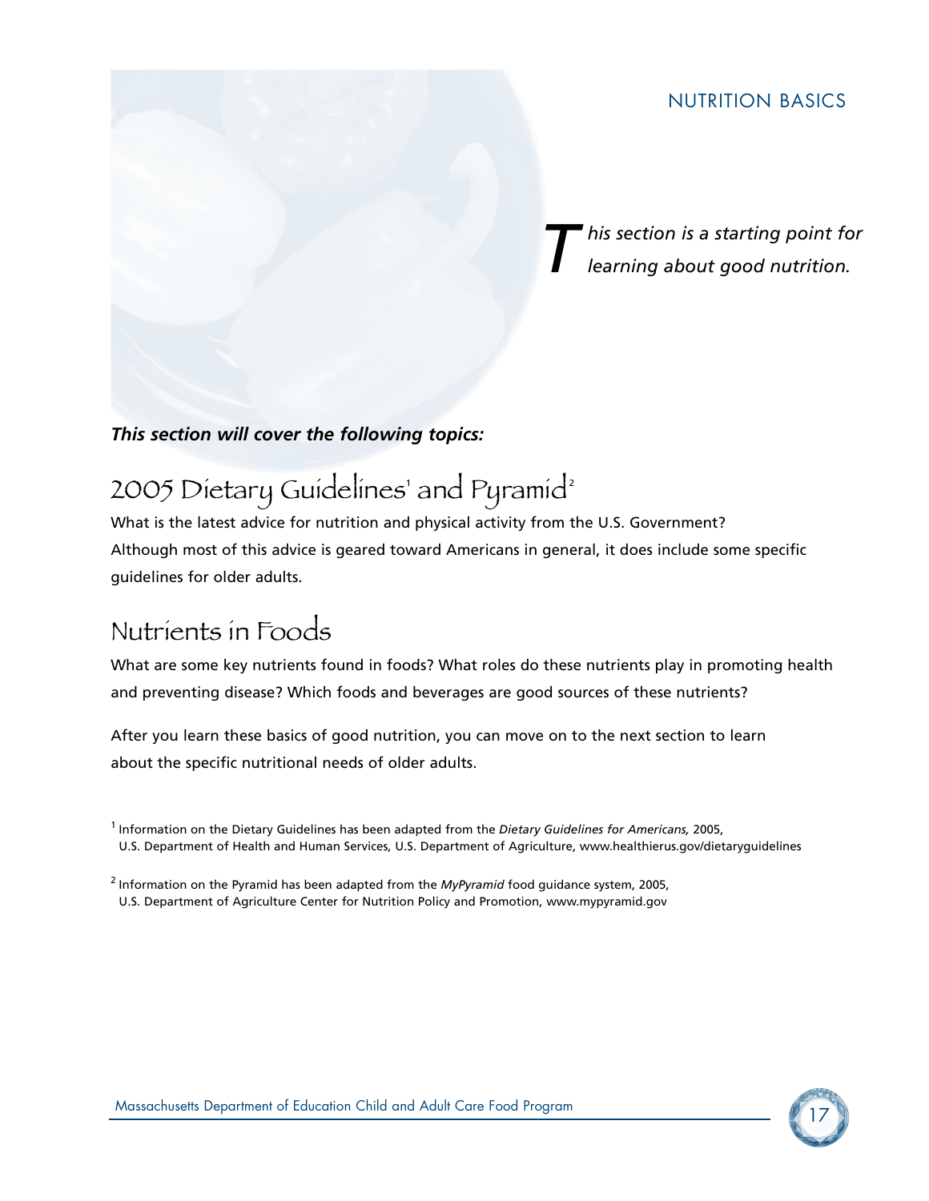# NUTRITION BASICS

*This section is a starting point for learning about good nutrition.*

***This section will cover the following topics:***

## 2005 Dietary Guidelines[1] and Pyramid[2]

What is the latest advice for nutrition and physical activity from the U.S. Government? Although most of this advice is geared toward Americans in general, it does include some specific guidelines for older adults.

## Nutrients in Foods

What are some key nutrients found in foods? What roles do these nutrients play in promoting health and preventing disease? Which foods and beverages are good sources of these nutrients?

After you learn these basics of good nutrition, you can move on to the next section to learn about the specific nutritional needs of older adults.

[1] Information on the Dietary Guidelines has been adapted from the *Dietary Guidelines for Americans,* 2005, U.S. Department of Health and Human Services, U.S. Department of Agriculture, www.healthierus.gov/dietaryguidelines

[2] Information on the Pyramid has been adapted from the *MyPyramid* food guidance system, 2005, U.S. Department of Agriculture Center for Nutrition Policy and Promotion, www.mypyramid.gov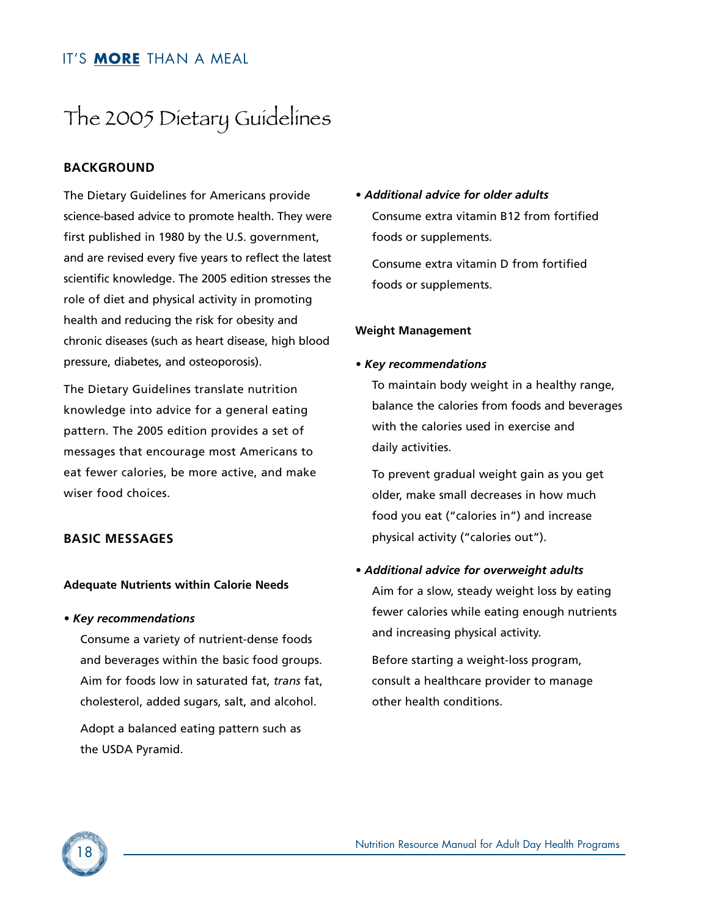# The 2005 Dietary Guidelines

## BACKGROUND

The Dietary Guidelines for Americans provide science-based advice to promote health. They were first published in 1980 by the U.S. government, and are revised every five years to reflect the latest scientific knowledge. The 2005 edition stresses the role of diet and physical activity in promoting health and reducing the risk for obesity and chronic diseases (such as heart disease, high blood pressure, diabetes, and osteoporosis).

The Dietary Guidelines translate nutrition knowledge into advice for a general eating pattern. The 2005 edition provides a set of messages that encourage most Americans to eat fewer calories, be more active, and make wiser food choices.

## BASIC MESSAGES

### Adequate Nutrients within Calorie Needs

- ***Key recommendations***

  Consume a variety of nutrient-dense foods and beverages within the basic food groups. Aim for foods low in saturated fat, *trans* fat, cholesterol, added sugars, salt, and alcohol.

  Adopt a balanced eating pattern such as the USDA Pyramid.

- ***Additional advice for older adults***

  Consume extra vitamin B12 from fortified foods or supplements.

  Consume extra vitamin D from fortified foods or supplements.

### Weight Management

- ***Key recommendations***

  To maintain body weight in a healthy range, balance the calories from foods and beverages with the calories used in exercise and daily activities.

  To prevent gradual weight gain as you get older, make small decreases in how much food you eat ("calories in") and increase physical activity ("calories out").

- ***Additional advice for overweight adults***

  Aim for a slow, steady weight loss by eating fewer calories while eating enough nutrients and increasing physical activity.

  Before starting a weight-loss program, consult a healthcare provider to manage other health conditions.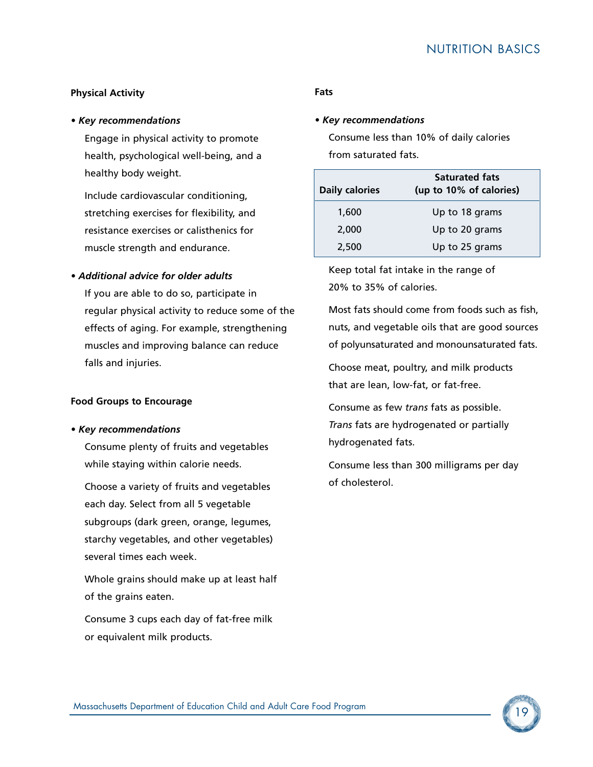### Physical Activity

- ***Key recommendations***

  Engage in physical activity to promote health, psychological well-being, and a healthy body weight.

  Include cardiovascular conditioning, stretching exercises for flexibility, and resistance exercises or calisthenics for muscle strength and endurance.

- ***Additional advice for older adults***

  If you are able to do so, participate in regular physical activity to reduce some of the effects of aging. For example, strengthening muscles and improving balance can reduce falls and injuries.

### Food Groups to Encourage

- ***Key recommendations***

  Consume plenty of fruits and vegetables while staying within calorie needs.

  Choose a variety of fruits and vegetables each day. Select from all 5 vegetable subgroups (dark green, orange, legumes, starchy vegetables, and other vegetables) several times each week.

  Whole grains should make up at least half of the grains eaten.

  Consume 3 cups each day of fat-free milk or equivalent milk products.

### Fats

- ***Key recommendations***

  Consume less than 10% of daily calories from saturated fats.

| Daily calories | Saturated fats (up to 10% of calories) |
|---|---|
| 1,600 | Up to 18 grams |
| 2,000 | Up to 20 grams |
| 2,500 | Up to 25 grams |

  Keep total fat intake in the range of 20% to 35% of calories.

  Most fats should come from foods such as fish, nuts, and vegetable oils that are good sources of polyunsaturated and monounsaturated fats.

  Choose meat, poultry, and milk products that are lean, low-fat, or fat-free.

  Consume as few *trans* fats as possible. *Trans* fats are hydrogenated or partially hydrogenated fats.

  Consume less than 300 milligrams per day of cholesterol.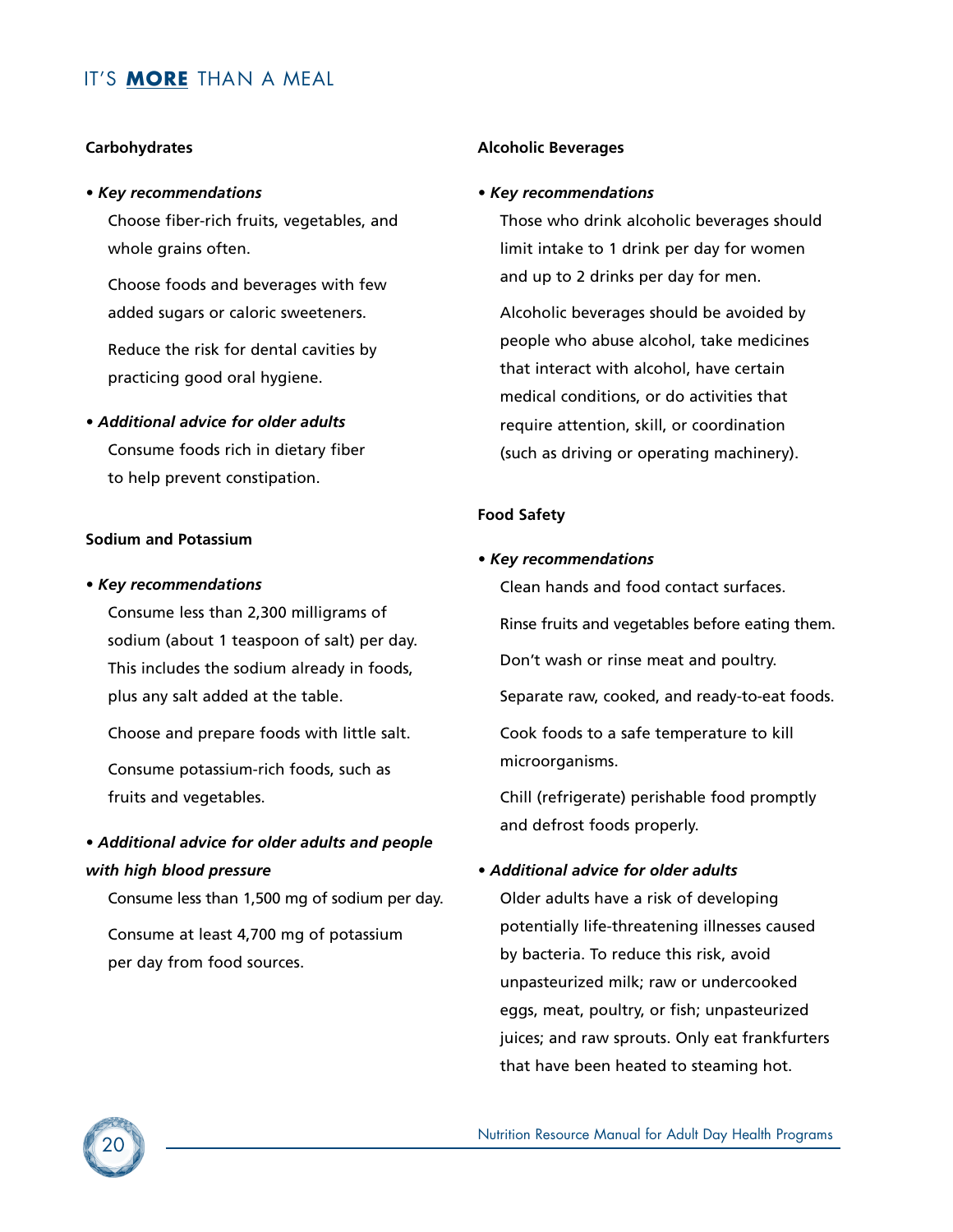### Carbohydrates

- ***Key recommendations***

  Choose fiber-rich fruits, vegetables, and whole grains often.

  Choose foods and beverages with few added sugars or caloric sweeteners.

  Reduce the risk for dental cavities by practicing good oral hygiene.

- ***Additional advice for older adults***

  Consume foods rich in dietary fiber to help prevent constipation.

### Sodium and Potassium

- ***Key recommendations***

  Consume less than 2,300 milligrams of sodium (about 1 teaspoon of salt) per day. This includes the sodium already in foods, plus any salt added at the table.

  Choose and prepare foods with little salt.

  Consume potassium-rich foods, such as fruits and vegetables.

- ***Additional advice for older adults and people with high blood pressure***

  Consume less than 1,500 mg of sodium per day.

  Consume at least 4,700 mg of potassium per day from food sources.

### Alcoholic Beverages

- ***Key recommendations***

  Those who drink alcoholic beverages should limit intake to 1 drink per day for women and up to 2 drinks per day for men.

  Alcoholic beverages should be avoided by people who abuse alcohol, take medicines that interact with alcohol, have certain medical conditions, or do activities that require attention, skill, or coordination (such as driving or operating machinery).

### Food Safety

- ***Key recommendations***

  Clean hands and food contact surfaces.

  Rinse fruits and vegetables before eating them.

  Don't wash or rinse meat and poultry.

  Separate raw, cooked, and ready-to-eat foods.

  Cook foods to a safe temperature to kill microorganisms.

  Chill (refrigerate) perishable food promptly and defrost foods properly.

- ***Additional advice for older adults***

  Older adults have a risk of developing potentially life-threatening illnesses caused by bacteria. To reduce this risk, avoid unpasteurized milk; raw or undercooked eggs, meat, poultry, or fish; unpasteurized juices; and raw sprouts. Only eat frankfurters that have been heated to steaming hot.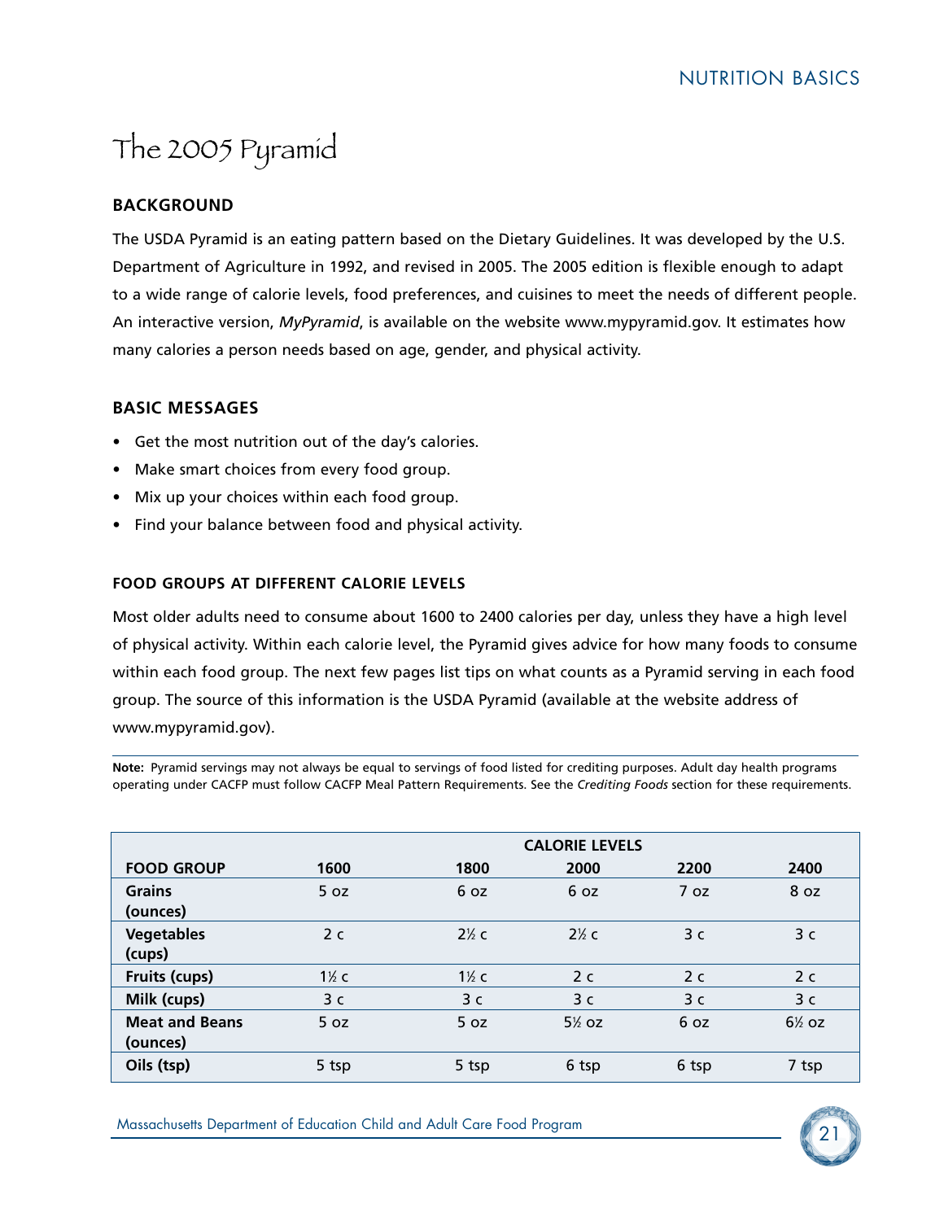# The 2005 Pyramid

## BACKGROUND

The USDA Pyramid is an eating pattern based on the Dietary Guidelines. It was developed by the U.S. Department of Agriculture in 1992, and revised in 2005. The 2005 edition is flexible enough to adapt to a wide range of calorie levels, food preferences, and cuisines to meet the needs of different people. An interactive version, *MyPyramid*, is available on the website www.mypyramid.gov. It estimates how many calories a person needs based on age, gender, and physical activity.

## BASIC MESSAGES

- Get the most nutrition out of the day's calories.
- Make smart choices from every food group.
- Mix up your choices within each food group.
- Find your balance between food and physical activity.

### FOOD GROUPS AT DIFFERENT CALORIE LEVELS

Most older adults need to consume about 1600 to 2400 calories per day, unless they have a high level of physical activity. Within each calorie level, the Pyramid gives advice for how many foods to consume within each food group. The next few pages list tips on what counts as a Pyramid serving in each food group. The source of this information is the USDA Pyramid (available at the website address of www.mypyramid.gov).

**Note:** Pyramid servings may not always be equal to servings of food listed for crediting purposes. Adult day health programs operating under CACFP must follow CACFP Meal Pattern Requirements. See the *Crediting Foods* section for these requirements.

| | CALORIE LEVELS | | | | |
|---|---|---|---|---|---|
| **FOOD GROUP** | **1600** | **1800** | **2000** | **2200** | **2400** |
| **Grains (ounces)** | 5 oz | 6 oz | 6 oz | 7 oz | 8 oz |
| **Vegetables (cups)** | 2 c | 2½ c | 2½ c | 3 c | 3 c |
| **Fruits (cups)** | 1½ c | 1½ c | 2 c | 2 c | 2 c |
| **Milk (cups)** | 3 c | 3 c | 3 c | 3 c | 3 c |
| **Meat and Beans (ounces)** | 5 oz | 5 oz | 5½ oz | 6 oz | 6½ oz |
| **Oils (tsp)** | 5 tsp | 5 tsp | 6 tsp | 6 tsp | 7 tsp |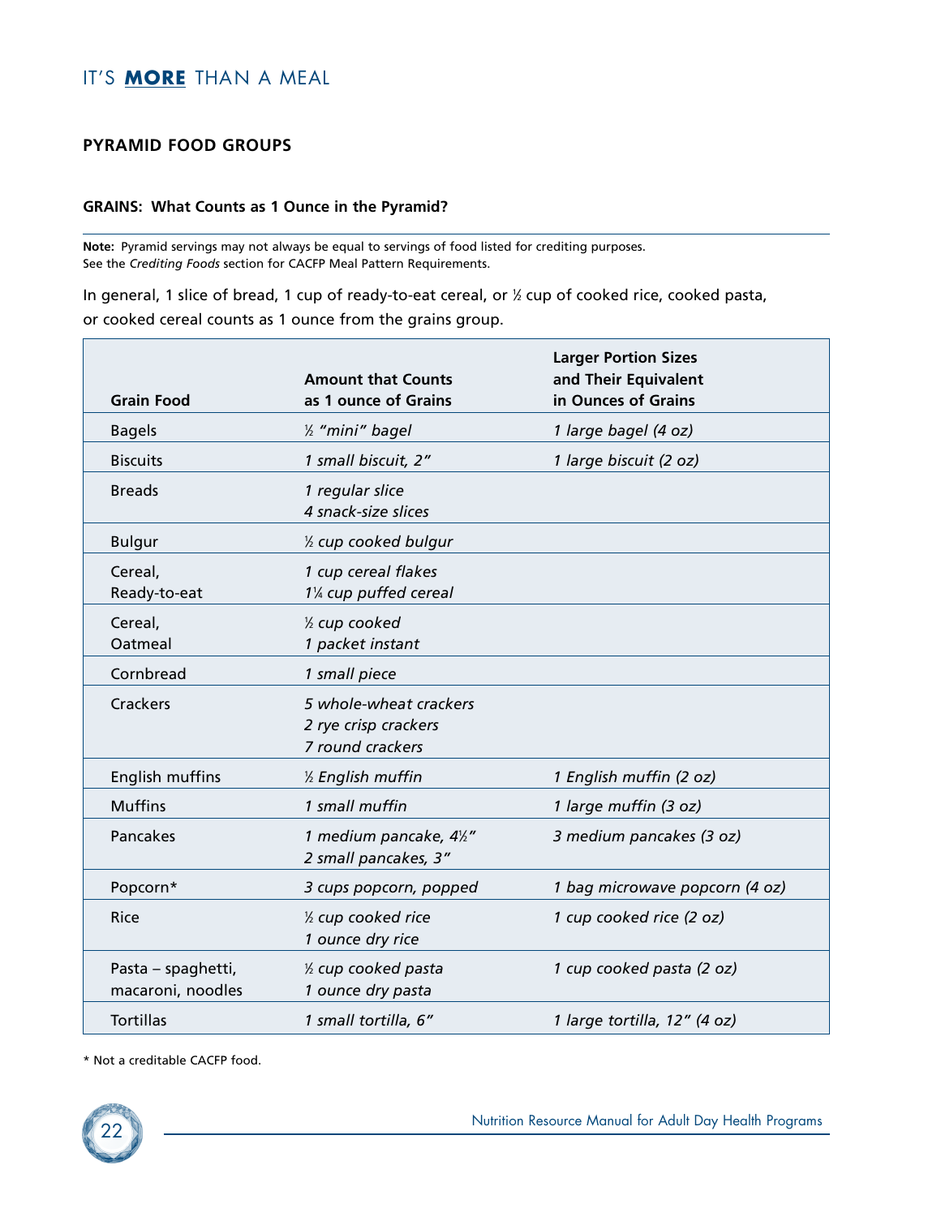## PYRAMID FOOD GROUPS

### GRAINS: What Counts as 1 Ounce in the Pyramid?

**Note:** Pyramid servings may not always be equal to servings of food listed for crediting purposes. See the *Crediting Foods* section for CACFP Meal Pattern Requirements.

In general, 1 slice of bread, 1 cup of ready-to-eat cereal, or ½ cup of cooked rice, cooked pasta, or cooked cereal counts as 1 ounce from the grains group.

| Grain Food | Amount that Counts as 1 ounce of Grains | Larger Portion Sizes and Their Equivalent in Ounces of Grains |
|---|---|---|
| Bagels | *½ "mini" bagel* | *1 large bagel (4 oz)* |
| Biscuits | *1 small biscuit, 2"* | *1 large biscuit (2 oz)* |
| Breads | *1 regular slice*<br>*4 snack-size slices* | |
| Bulgur | *½ cup cooked bulgur* | |
| Cereal, Ready-to-eat | *1 cup cereal flakes*<br>*1¼ cup puffed cereal* | |
| Cereal, Oatmeal | *½ cup cooked*<br>*1 packet instant* | |
| Cornbread | *1 small piece* | |
| Crackers | *5 whole-wheat crackers*<br>*2 rye crisp crackers*<br>*7 round crackers* | |
| English muffins | *½ English muffin* | *1 English muffin (2 oz)* |
| Muffins | *1 small muffin* | *1 large muffin (3 oz)* |
| Pancakes | *1 medium pancake, 4½"*<br>*2 small pancakes, 3"* | *3 medium pancakes (3 oz)* |
| Popcorn* | *3 cups popcorn, popped* | *1 bag microwave popcorn (4 oz)* |
| Rice | *½ cup cooked rice*<br>*1 ounce dry rice* | *1 cup cooked rice (2 oz)* |
| Pasta – spaghetti, macaroni, noodles | *½ cup cooked pasta*<br>*1 ounce dry pasta* | *1 cup cooked pasta (2 oz)* |
| Tortillas | *1 small tortilla, 6"* | *1 large tortilla, 12" (4 oz)* |

* Not a creditable CACFP food.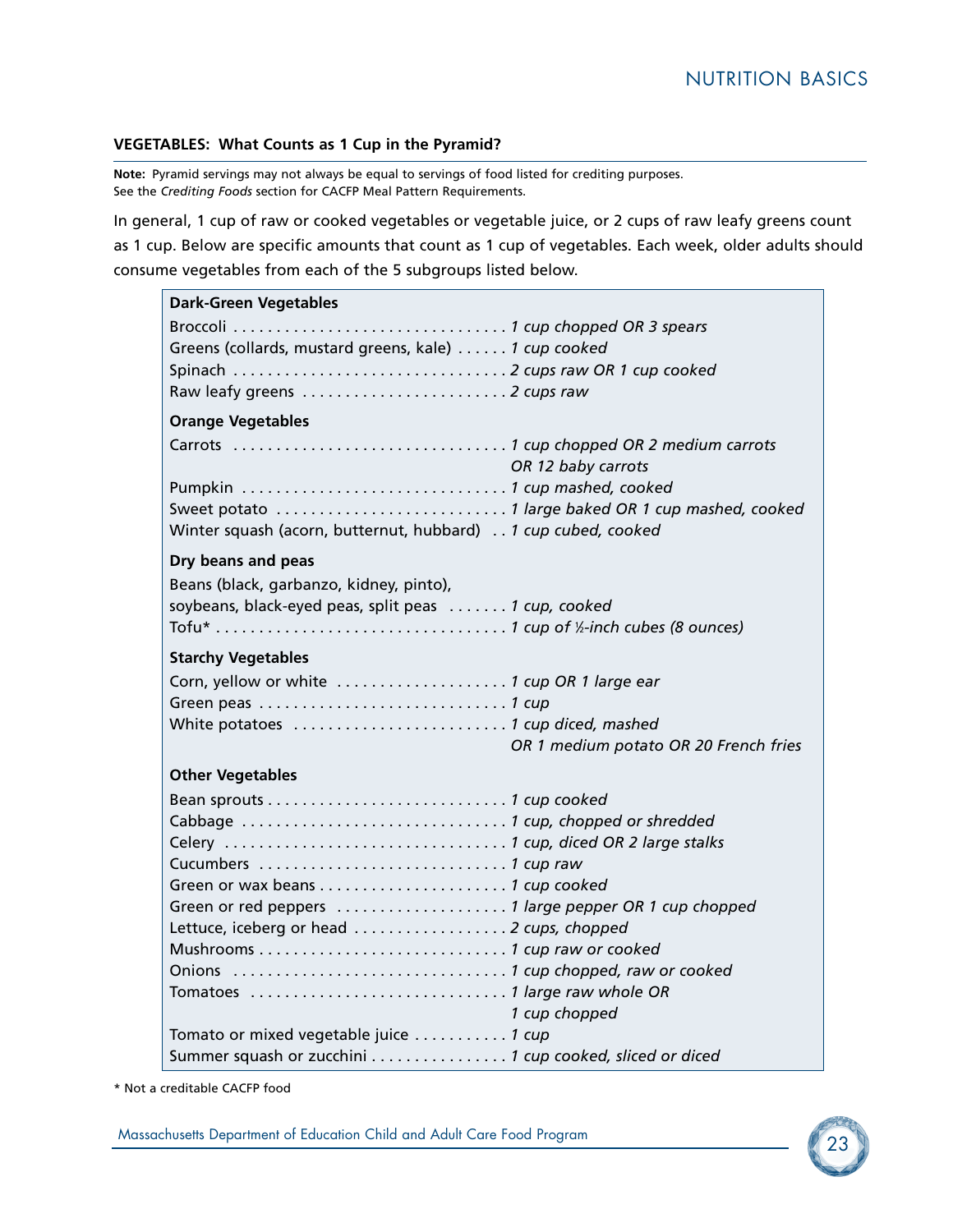### VEGETABLES: What Counts as 1 Cup in the Pyramid?

**Note:** Pyramid servings may not always be equal to servings of food listed for crediting purposes. See the *Crediting Foods* section for CACFP Meal Pattern Requirements.

In general, 1 cup of raw or cooked vegetables or vegetable juice, or 2 cups of raw leafy greens count as 1 cup. Below are specific amounts that count as 1 cup of vegetables. Each week, older adults should consume vegetables from each of the 5 subgroups listed below.

| Vegetable | Amount that counts as 1 cup |
|---|---|
| **Dark-Green Vegetables** | |
| Broccoli | *1 cup chopped OR 3 spears* |
| Greens (collards, mustard greens, kale) | *1 cup cooked* |
| Spinach | *2 cups raw OR 1 cup cooked* |
| Raw leafy greens | *2 cups raw* |
| **Orange Vegetables** | |
| Carrots | *1 cup chopped OR 2 medium carrots OR 12 baby carrots* |
| Pumpkin | *1 cup mashed, cooked* |
| Sweet potato | *1 large baked OR 1 cup mashed, cooked* |
| Winter squash (acorn, butternut, hubbard) | *1 cup cubed, cooked* |
| **Dry beans and peas** | |
| Beans (black, garbanzo, kidney, pinto), soybeans, black-eyed peas, split peas | *1 cup, cooked* |
| Tofu* | *1 cup of ½-inch cubes (8 ounces)* |
| **Starchy Vegetables** | |
| Corn, yellow or white | *1 cup OR 1 large ear* |
| Green peas | *1 cup* |
| White potatoes | *1 cup diced, mashed OR 1 medium potato OR 20 French fries* |
| **Other Vegetables** | |
| Bean sprouts | *1 cup cooked* |
| Cabbage | *1 cup, chopped or shredded* |
| Celery | *1 cup, diced OR 2 large stalks* |
| Cucumbers | *1 cup raw* |
| Green or wax beans | *1 cup cooked* |
| Green or red peppers | *1 large pepper OR 1 cup chopped* |
| Lettuce, iceberg or head | *2 cups, chopped* |
| Mushrooms | *1 cup raw or cooked* |
| Onions | *1 cup chopped, raw or cooked* |
| Tomatoes | *1 large raw whole OR 1 cup chopped* |
| Tomato or mixed vegetable juice | *1 cup* |
| Summer squash or zucchini | *1 cup cooked, sliced or diced* |

\* Not a creditable CACFP food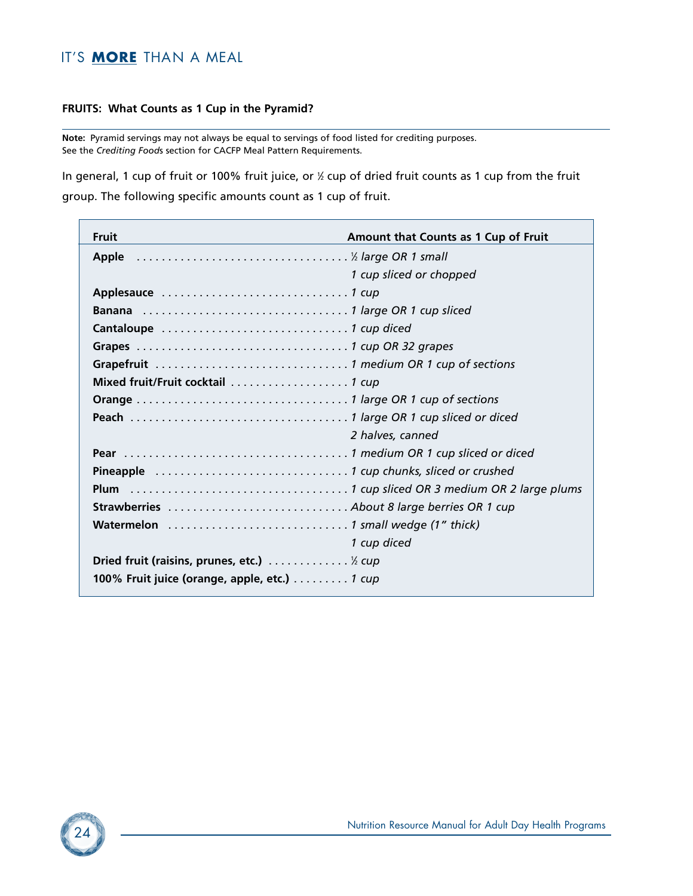### FRUITS: What Counts as 1 Cup in the Pyramid?

**Note:** Pyramid servings may not always be equal to servings of food listed for crediting purposes. See the *Crediting Foods* section for CACFP Meal Pattern Requirements.

In general, 1 cup of fruit or 100% fruit juice, or ½ cup of dried fruit counts as 1 cup from the fruit group. The following specific amounts count as 1 cup of fruit.

| Fruit | Amount that Counts as 1 Cup of Fruit |
|---|---|
| **Apple** | *½ large OR 1 small* |
| | *1 cup sliced or chopped* |
| **Applesauce** | *1 cup* |
| **Banana** | *1 large OR 1 cup sliced* |
| **Cantaloupe** | *1 cup diced* |
| **Grapes** | *1 cup OR 32 grapes* |
| **Grapefruit** | *1 medium OR 1 cup of sections* |
| **Mixed fruit/Fruit cocktail** | *1 cup* |
| **Orange** | *1 large OR 1 cup of sections* |
| **Peach** | *1 large OR 1 cup sliced or diced* |
| | *2 halves, canned* |
| **Pear** | *1 medium OR 1 cup sliced or diced* |
| **Pineapple** | *1 cup chunks, sliced or crushed* |
| **Plum** | *1 cup sliced OR 3 medium OR 2 large plums* |
| **Strawberries** | *About 8 large berries OR 1 cup* |
| **Watermelon** | *1 small wedge (1" thick)* |
| | *1 cup diced* |
| **Dried fruit (raisins, prunes, etc.)** | *½ cup* |
| **100% Fruit juice (orange, apple, etc.)** | *1 cup* |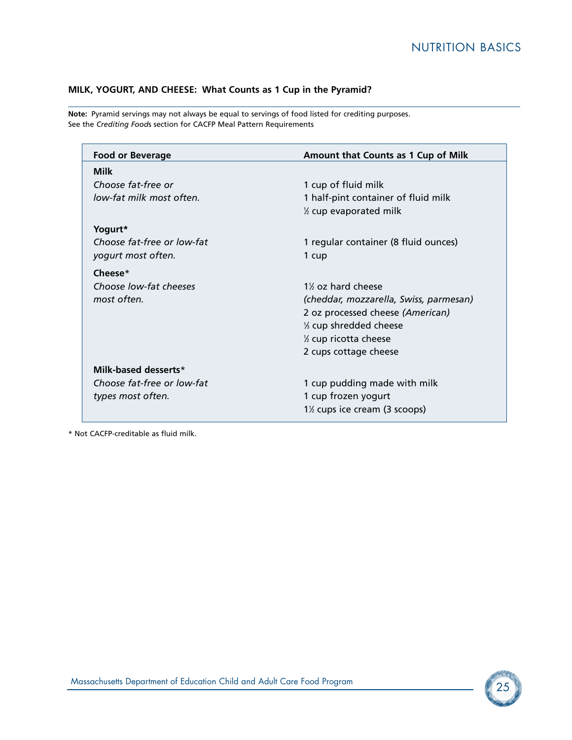### MILK, YOGURT, AND CHEESE: What Counts as 1 Cup in the Pyramid?

**Note:** Pyramid servings may not always be equal to servings of food listed for crediting purposes. See the *Crediting Foods* section for CACFP Meal Pattern Requirements

| Food or Beverage | Amount that Counts as 1 Cup of Milk |
|---|---|
| **Milk**<br>*Choose fat-free or low-fat milk most often.* | 1 cup of fluid milk<br>1 half-pint container of fluid milk<br>½ cup evaporated milk |
| **Yogurt***<br>*Choose fat-free or low-fat yogurt most often.* | 1 regular container (8 fluid ounces)<br>1 cup |
| **Cheese***<br>*Choose low-fat cheeses most often.* | 1½ oz hard cheese<br>*(cheddar, mozzarella, Swiss, parmesan)*<br>2 oz processed cheese *(American)*<br>⅓ cup shredded cheese<br>½ cup ricotta cheese<br>2 cups cottage cheese |
| **Milk-based desserts***<br>*Choose fat-free or low-fat types most often.* | 1 cup pudding made with milk<br>1 cup frozen yogurt<br>1½ cups ice cream (3 scoops) |

* Not CACFP-creditable as fluid milk.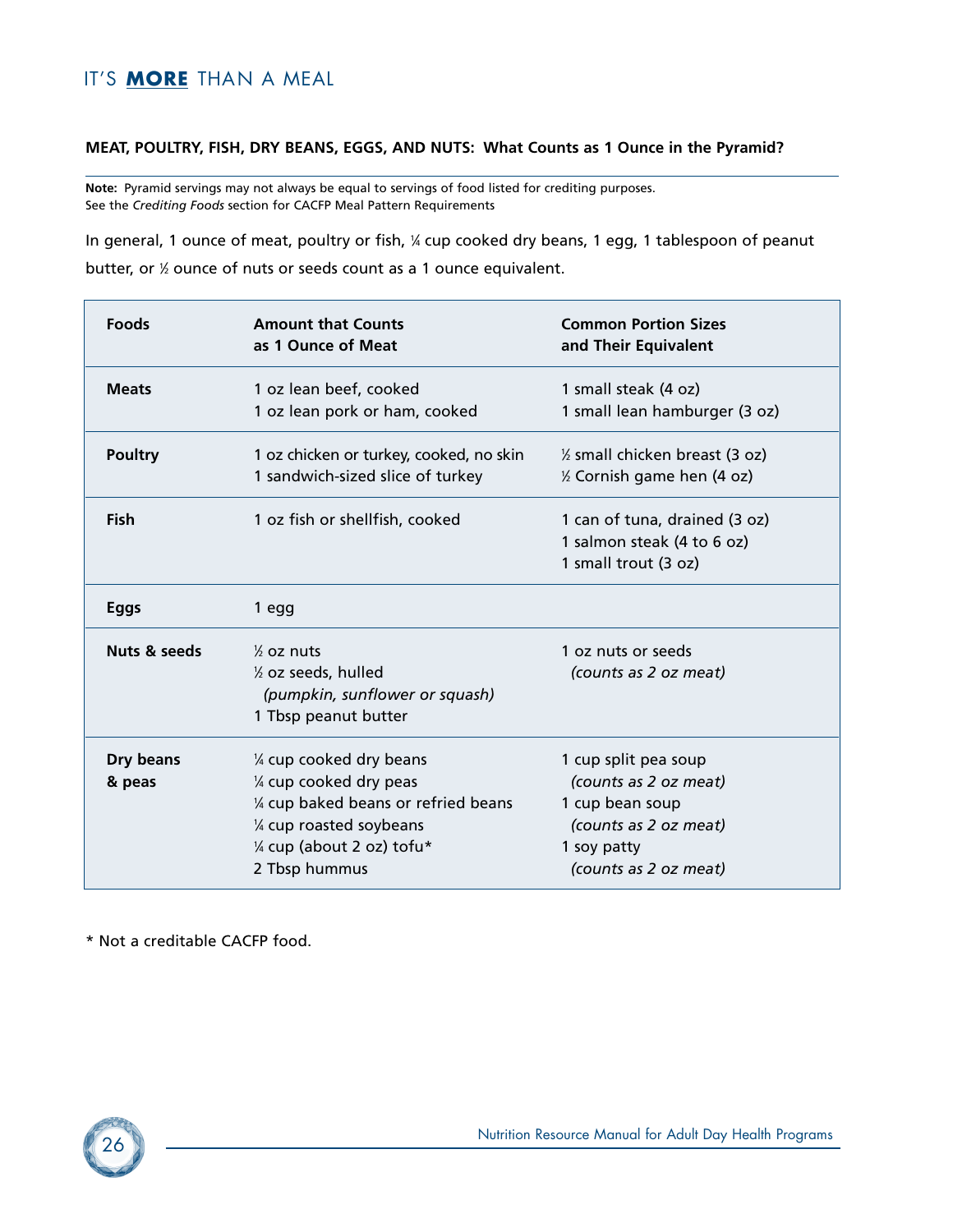### MEAT, POULTRY, FISH, DRY BEANS, EGGS, AND NUTS: What Counts as 1 Ounce in the Pyramid?

**Note:** Pyramid servings may not always be equal to servings of food listed for crediting purposes. See the *Crediting Foods* section for CACFP Meal Pattern Requirements

In general, 1 ounce of meat, poultry or fish, ¼ cup cooked dry beans, 1 egg, 1 tablespoon of peanut butter, or ½ ounce of nuts or seeds count as a 1 ounce equivalent.

| Foods | Amount that Counts as 1 Ounce of Meat | Common Portion Sizes and Their Equivalent |
| --- | --- | --- |
| **Meats** | 1 oz lean beef, cooked<br>1 oz lean pork or ham, cooked | 1 small steak (4 oz)<br>1 small lean hamburger (3 oz) |
| **Poultry** | 1 oz chicken or turkey, cooked, no skin<br>1 sandwich-sized slice of turkey | ½ small chicken breast (3 oz)<br>½ Cornish game hen (4 oz) |
| **Fish** | 1 oz fish or shellfish, cooked | 1 can of tuna, drained (3 oz)<br>1 salmon steak (4 to 6 oz)<br>1 small trout (3 oz) |
| **Eggs** | 1 egg | |
| **Nuts & seeds** | ½ oz nuts<br>½ oz seeds, hulled<br>*(pumpkin, sunflower or squash)*<br>1 Tbsp peanut butter | 1 oz nuts or seeds<br>*(counts as 2 oz meat)* |
| **Dry beans & peas** | ¼ cup cooked dry beans<br>¼ cup cooked dry peas<br>¼ cup baked beans or refried beans<br>¼ cup roasted soybeans<br>¼ cup (about 2 oz) tofu*<br>2 Tbsp hummus | 1 cup split pea soup<br>*(counts as 2 oz meat)*<br>1 cup bean soup<br>*(counts as 2 oz meat)*<br>1 soy patty<br>*(counts as 2 oz meat)* |

\* Not a creditable CACFP food.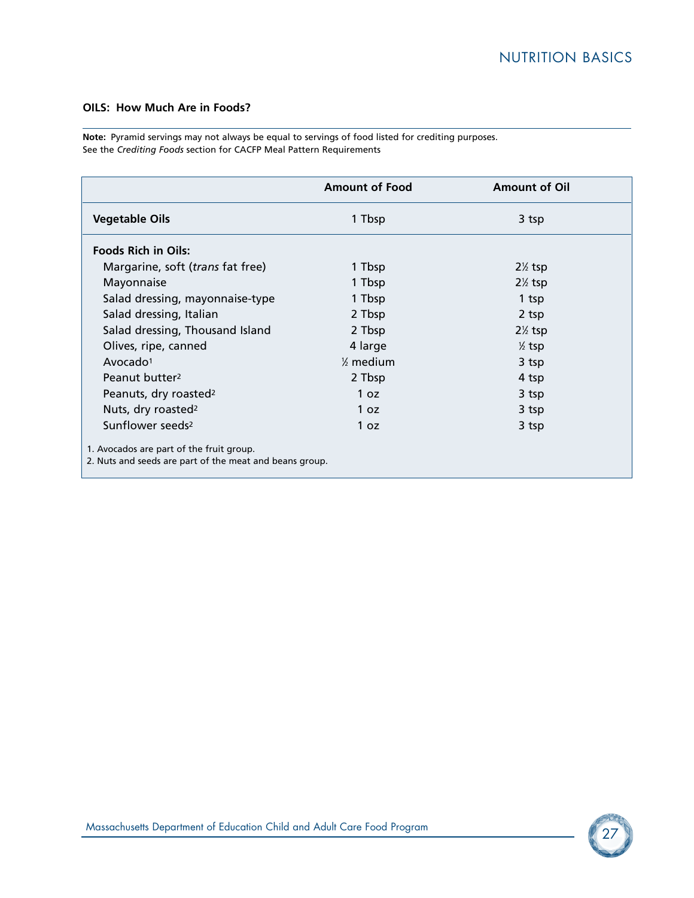### OILS: How Much Are in Foods?

**Note:** Pyramid servings may not always be equal to servings of food listed for crediting purposes.
See the *Crediting Foods* section for CACFP Meal Pattern Requirements

| | Amount of Food | Amount of Oil |
|---|---|---|
| **Vegetable Oils** | 1 Tbsp | 3 tsp |
| **Foods Rich in Oils:** | | |
| Margarine, soft (*trans* fat free) | 1 Tbsp | 2½ tsp |
| Mayonnaise | 1 Tbsp | 2½ tsp |
| Salad dressing, mayonnaise-type | 1 Tbsp | 1 tsp |
| Salad dressing, Italian | 2 Tbsp | 2 tsp |
| Salad dressing, Thousand Island | 2 Tbsp | 2½ tsp |
| Olives, ripe, canned | 4 large | ½ tsp |
| Avocado[1] | ½ medium | 3 tsp |
| Peanut butter[2] | 2 Tbsp | 4 tsp |
| Peanuts, dry roasted[2] | 1 oz | 3 tsp |
| Nuts, dry roasted[2] | 1 oz | 3 tsp |
| Sunflower seeds[2] | 1 oz | 3 tsp |

1. Avocados are part of the fruit group.
2. Nuts and seeds are part of the meat and beans group.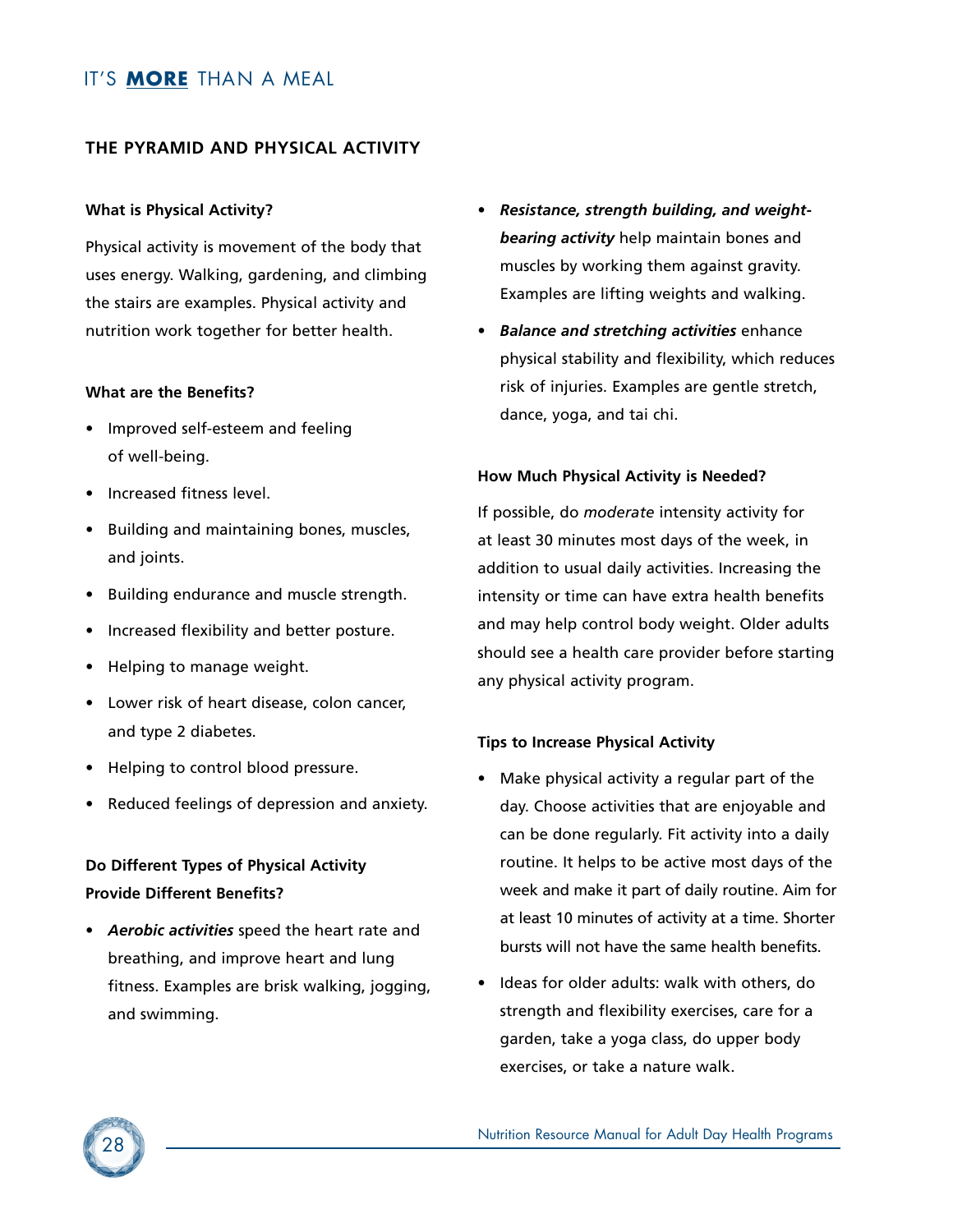## THE PYRAMID AND PHYSICAL ACTIVITY

### What is Physical Activity?

Physical activity is movement of the body that uses energy. Walking, gardening, and climbing the stairs are examples. Physical activity and nutrition work together for better health.

### What are the Benefits?

- Improved self-esteem and feeling of well-being.
- Increased fitness level.
- Building and maintaining bones, muscles, and joints.
- Building endurance and muscle strength.
- Increased flexibility and better posture.
- Helping to manage weight.
- Lower risk of heart disease, colon cancer, and type 2 diabetes.
- Helping to control blood pressure.
- Reduced feelings of depression and anxiety.

### Do Different Types of Physical Activity Provide Different Benefits?

- ***Aerobic activities*** speed the heart rate and breathing, and improve heart and lung fitness. Examples are brisk walking, jogging, and swimming.
- ***Resistance, strength building, and weight-bearing activity*** help maintain bones and muscles by working them against gravity. Examples are lifting weights and walking.
- ***Balance and stretching activities*** enhance physical stability and flexibility, which reduces risk of injuries. Examples are gentle stretch, dance, yoga, and tai chi.

### How Much Physical Activity is Needed?

If possible, do *moderate* intensity activity for at least 30 minutes most days of the week, in addition to usual daily activities. Increasing the intensity or time can have extra health benefits and may help control body weight. Older adults should see a health care provider before starting any physical activity program.

### Tips to Increase Physical Activity

- Make physical activity a regular part of the day. Choose activities that are enjoyable and can be done regularly. Fit activity into a daily routine. It helps to be active most days of the week and make it part of daily routine. Aim for at least 10 minutes of activity at a time. Shorter bursts will not have the same health benefits.
- Ideas for older adults: walk with others, do strength and flexibility exercises, care for a garden, take a yoga class, do upper body exercises, or take a nature walk.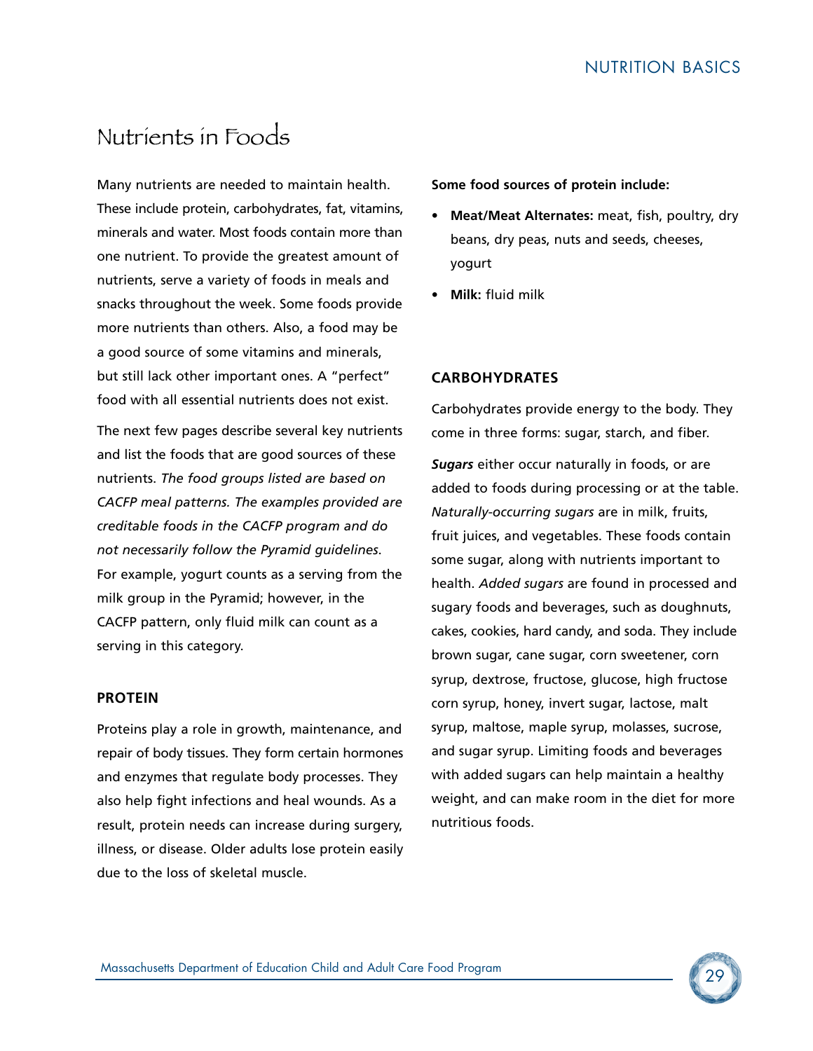# Nutrients in Foods

Many nutrients are needed to maintain health. These include protein, carbohydrates, fat, vitamins, minerals and water. Most foods contain more than one nutrient. To provide the greatest amount of nutrients, serve a variety of foods in meals and snacks throughout the week. Some foods provide more nutrients than others. Also, a food may be a good source of some vitamins and minerals, but still lack other important ones. A "perfect" food with all essential nutrients does not exist.

The next few pages describe several key nutrients and list the foods that are good sources of these nutrients. *The food groups listed are based on CACFP meal patterns. The examples provided are creditable foods in the CACFP program and do not necessarily follow the Pyramid guidelines*. For example, yogurt counts as a serving from the milk group in the Pyramid; however, in the CACFP pattern, only fluid milk can count as a serving in this category.

## PROTEIN

Proteins play a role in growth, maintenance, and repair of body tissues. They form certain hormones and enzymes that regulate body processes. They also help fight infections and heal wounds. As a result, protein needs can increase during surgery, illness, or disease. Older adults lose protein easily due to the loss of skeletal muscle.

**Some food sources of protein include:**

- **Meat/Meat Alternates:** meat, fish, poultry, dry beans, dry peas, nuts and seeds, cheeses, yogurt
- **Milk:** fluid milk

## CARBOHYDRATES

Carbohydrates provide energy to the body. They come in three forms: sugar, starch, and fiber.

***Sugars*** either occur naturally in foods, or are added to foods during processing or at the table. *Naturally-occurring sugars* are in milk, fruits, fruit juices, and vegetables. These foods contain some sugar, along with nutrients important to health. *Added sugars* are found in processed and sugary foods and beverages, such as doughnuts, cakes, cookies, hard candy, and soda. They include brown sugar, cane sugar, corn sweetener, corn syrup, dextrose, fructose, glucose, high fructose corn syrup, honey, invert sugar, lactose, malt syrup, maltose, maple syrup, molasses, sucrose, and sugar syrup. Limiting foods and beverages with added sugars can help maintain a healthy weight, and can make room in the diet for more nutritious foods.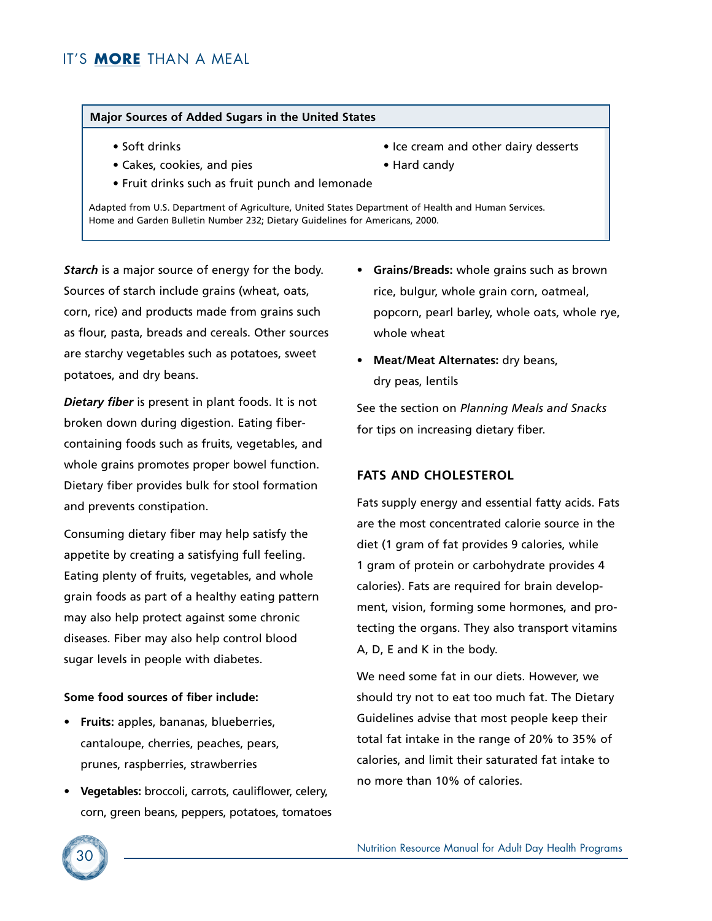**Major Sources of Added Sugars in the United States**

- Soft drinks
- Cakes, cookies, and pies
- Fruit drinks such as fruit punch and lemonade
- Ice cream and other dairy desserts
- Hard candy

Adapted from U.S. Department of Agriculture, United States Department of Health and Human Services. Home and Garden Bulletin Number 232; Dietary Guidelines for Americans, 2000.

***Starch*** is a major source of energy for the body. Sources of starch include grains (wheat, oats, corn, rice) and products made from grains such as flour, pasta, breads and cereals. Other sources are starchy vegetables such as potatoes, sweet potatoes, and dry beans.

***Dietary fiber*** is present in plant foods. It is not broken down during digestion. Eating fiber-containing foods such as fruits, vegetables, and whole grains promotes proper bowel function. Dietary fiber provides bulk for stool formation and prevents constipation.

Consuming dietary fiber may help satisfy the appetite by creating a satisfying full feeling. Eating plenty of fruits, vegetables, and whole grain foods as part of a healthy eating pattern may also help protect against some chronic diseases. Fiber may also help control blood sugar levels in people with diabetes.

**Some food sources of fiber include:**

- **Fruits:** apples, bananas, blueberries, cantaloupe, cherries, peaches, pears, prunes, raspberries, strawberries
- **Vegetables:** broccoli, carrots, cauliflower, celery, corn, green beans, peppers, potatoes, tomatoes
- **Grains/Breads:** whole grains such as brown rice, bulgur, whole grain corn, oatmeal, popcorn, pearl barley, whole oats, whole rye, whole wheat
- **Meat/Meat Alternates:** dry beans, dry peas, lentils

See the section on *Planning Meals and Snacks* for tips on increasing dietary fiber.

### FATS AND CHOLESTEROL

Fats supply energy and essential fatty acids. Fats are the most concentrated calorie source in the diet (1 gram of fat provides 9 calories, while 1 gram of protein or carbohydrate provides 4 calories). Fats are required for brain development, vision, forming some hormones, and protecting the organs. They also transport vitamins A, D, E and K in the body.

We need some fat in our diets. However, we should try not to eat too much fat. The Dietary Guidelines advise that most people keep their total fat intake in the range of 20% to 35% of calories, and limit their saturated fat intake to no more than 10% of calories.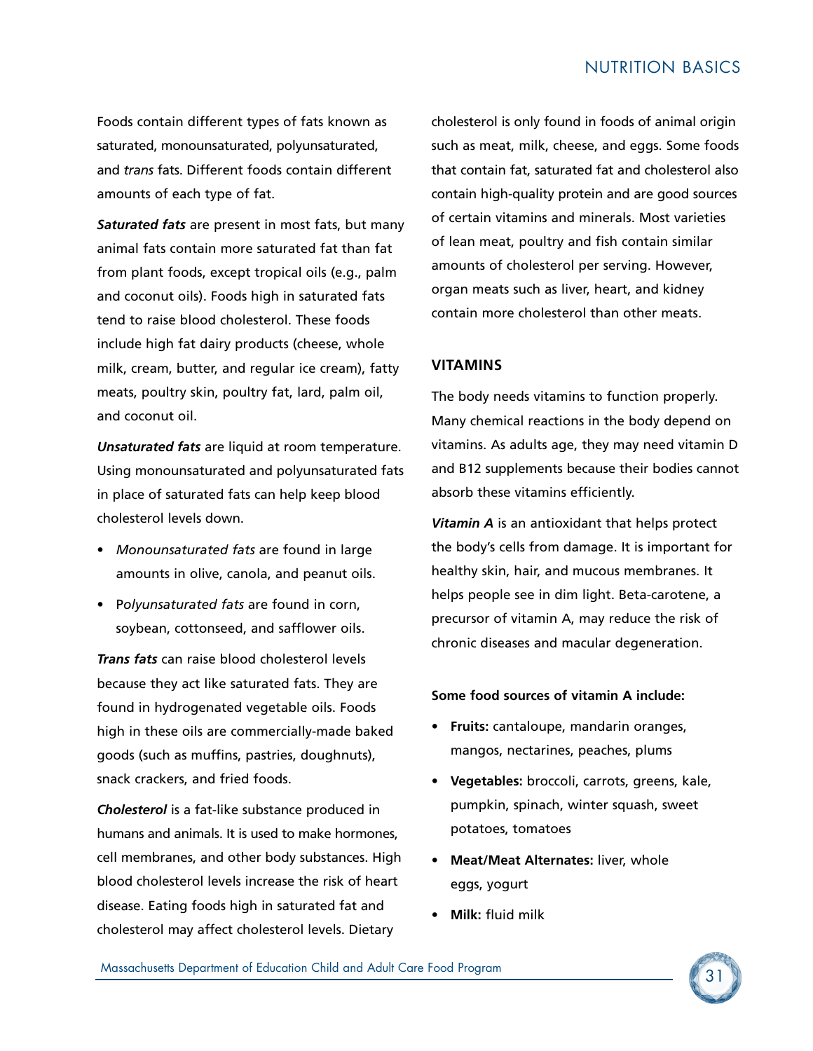Foods contain different types of fats known as saturated, monounsaturated, polyunsaturated, and *trans* fats. Different foods contain different amounts of each type of fat.

***Saturated fats*** are present in most fats, but many animal fats contain more saturated fat than fat from plant foods, except tropical oils (e.g., palm and coconut oils). Foods high in saturated fats tend to raise blood cholesterol. These foods include high fat dairy products (cheese, whole milk, cream, butter, and regular ice cream), fatty meats, poultry skin, poultry fat, lard, palm oil, and coconut oil.

***Unsaturated fats*** are liquid at room temperature. Using monounsaturated and polyunsaturated fats in place of saturated fats can help keep blood cholesterol levels down.

- *Monounsaturated fats* are found in large amounts in olive, canola, and peanut oils.
- P*olyunsaturated fats* are found in corn, soybean, cottonseed, and safflower oils.

***Trans fats*** can raise blood cholesterol levels because they act like saturated fats. They are found in hydrogenated vegetable oils. Foods high in these oils are commercially-made baked goods (such as muffins, pastries, doughnuts), snack crackers, and fried foods.

***Cholesterol*** is a fat-like substance produced in humans and animals. It is used to make hormones, cell membranes, and other body substances. High blood cholesterol levels increase the risk of heart disease. Eating foods high in saturated fat and cholesterol may affect cholesterol levels. Dietary cholesterol is only found in foods of animal origin such as meat, milk, cheese, and eggs. Some foods that contain fat, saturated fat and cholesterol also contain high-quality protein and are good sources of certain vitamins and minerals. Most varieties of lean meat, poultry and fish contain similar amounts of cholesterol per serving. However, organ meats such as liver, heart, and kidney contain more cholesterol than other meats.

## VITAMINS

The body needs vitamins to function properly. Many chemical reactions in the body depend on vitamins. As adults age, they may need vitamin D and B12 supplements because their bodies cannot absorb these vitamins efficiently.

***Vitamin A*** is an antioxidant that helps protect the body's cells from damage. It is important for healthy skin, hair, and mucous membranes. It helps people see in dim light. Beta-carotene, a precursor of vitamin A, may reduce the risk of chronic diseases and macular degeneration.

**Some food sources of vitamin A include:**

- **Fruits:** cantaloupe, mandarin oranges, mangos, nectarines, peaches, plums
- **Vegetables:** broccoli, carrots, greens, kale, pumpkin, spinach, winter squash, sweet potatoes, tomatoes
- **Meat/Meat Alternates:** liver, whole eggs, yogurt
- **Milk:** fluid milk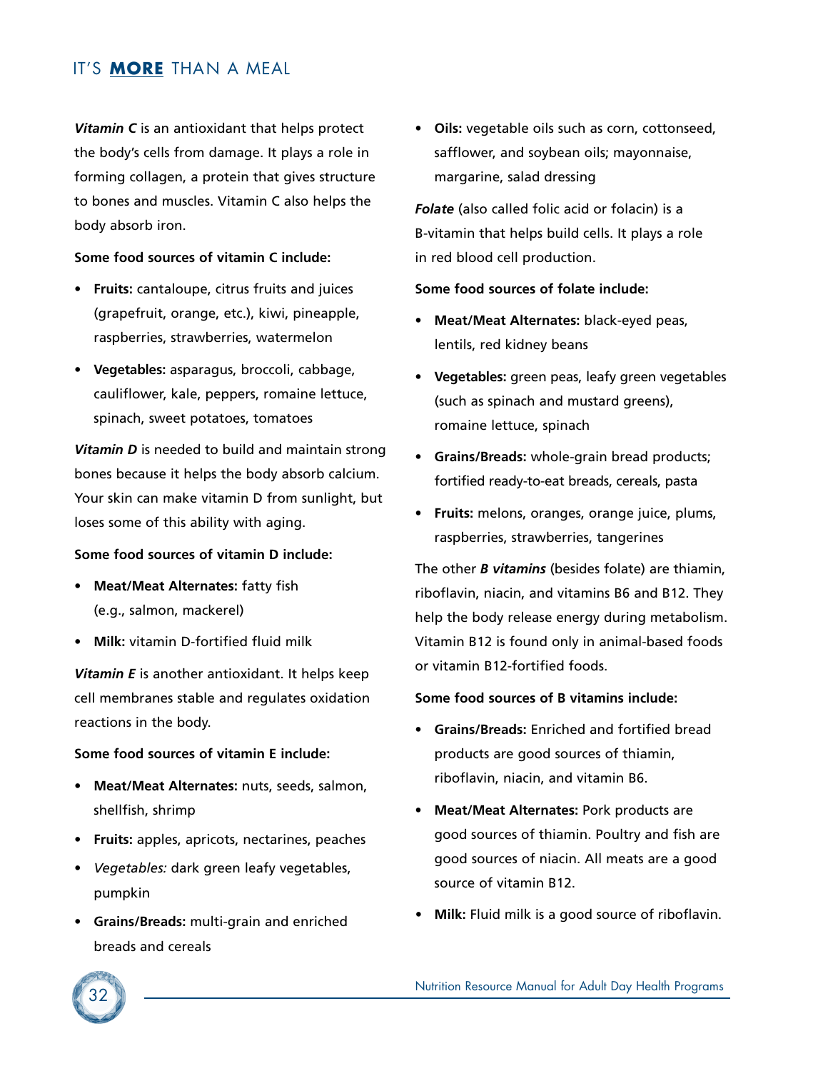***Vitamin C*** is an antioxidant that helps protect the body's cells from damage. It plays a role in forming collagen, a protein that gives structure to bones and muscles. Vitamin C also helps the body absorb iron.

**Some food sources of vitamin C include:**

- **Fruits:** cantaloupe, citrus fruits and juices (grapefruit, orange, etc.), kiwi, pineapple, raspberries, strawberries, watermelon
- **Vegetables:** asparagus, broccoli, cabbage, cauliflower, kale, peppers, romaine lettuce, spinach, sweet potatoes, tomatoes

***Vitamin D*** is needed to build and maintain strong bones because it helps the body absorb calcium. Your skin can make vitamin D from sunlight, but loses some of this ability with aging.

**Some food sources of vitamin D include:**

- **Meat/Meat Alternates:** fatty fish (e.g., salmon, mackerel)
- **Milk:** vitamin D-fortified fluid milk

***Vitamin E*** is another antioxidant. It helps keep cell membranes stable and regulates oxidation reactions in the body.

**Some food sources of vitamin E include:**

- **Meat/Meat Alternates:** nuts, seeds, salmon, shellfish, shrimp
- **Fruits:** apples, apricots, nectarines, peaches
- *Vegetables:* dark green leafy vegetables, pumpkin
- **Grains/Breads:** multi-grain and enriched breads and cereals
- **Oils:** vegetable oils such as corn, cottonseed, safflower, and soybean oils; mayonnaise, margarine, salad dressing

***Folate*** (also called folic acid or folacin) is a B-vitamin that helps build cells. It plays a role in red blood cell production.

**Some food sources of folate include:**

- **Meat/Meat Alternates:** black-eyed peas, lentils, red kidney beans
- **Vegetables:** green peas, leafy green vegetables (such as spinach and mustard greens), romaine lettuce, spinach
- **Grains/Breads:** whole-grain bread products; fortified ready-to-eat breads, cereals, pasta
- **Fruits:** melons, oranges, orange juice, plums, raspberries, strawberries, tangerines

The other ***B vitamins*** (besides folate) are thiamin, riboflavin, niacin, and vitamins B6 and B12. They help the body release energy during metabolism. Vitamin B12 is found only in animal-based foods or vitamin B12-fortified foods.

**Some food sources of B vitamins include:**

- **Grains/Breads:** Enriched and fortified bread products are good sources of thiamin, riboflavin, niacin, and vitamin B6.
- **Meat/Meat Alternates:** Pork products are good sources of thiamin. Poultry and fish are good sources of niacin. All meats are a good source of vitamin B12.
- **Milk:** Fluid milk is a good source of riboflavin.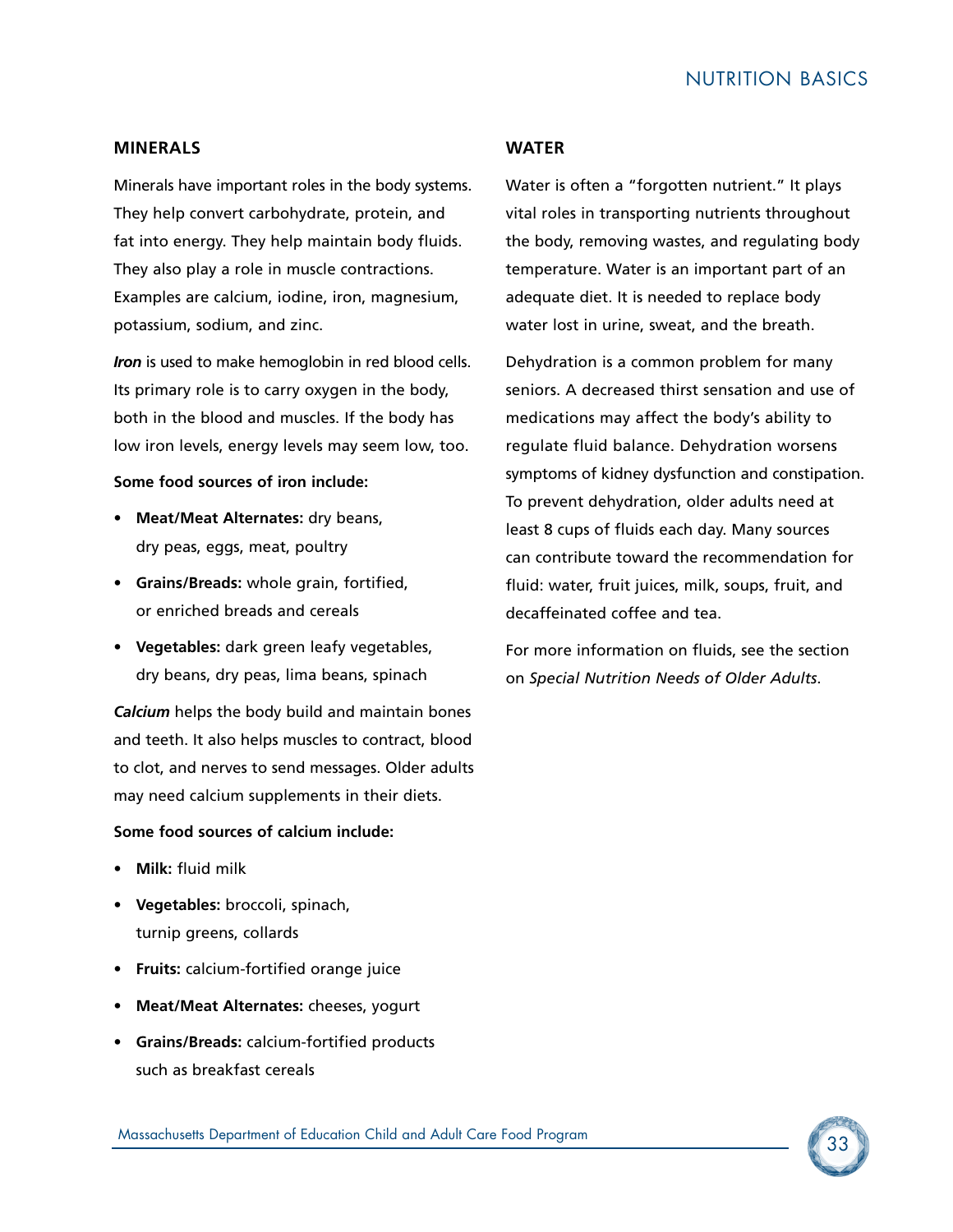## MINERALS

Minerals have important roles in the body systems. They help convert carbohydrate, protein, and fat into energy. They help maintain body fluids. They also play a role in muscle contractions. Examples are calcium, iodine, iron, magnesium, potassium, sodium, and zinc.

***Iron*** is used to make hemoglobin in red blood cells. Its primary role is to carry oxygen in the body, both in the blood and muscles. If the body has low iron levels, energy levels may seem low, too.

**Some food sources of iron include:**

- **Meat/Meat Alternates:** dry beans, dry peas, eggs, meat, poultry
- **Grains/Breads:** whole grain, fortified, or enriched breads and cereals
- **Vegetables:** dark green leafy vegetables, dry beans, dry peas, lima beans, spinach

***Calcium*** helps the body build and maintain bones and teeth. It also helps muscles to contract, blood to clot, and nerves to send messages. Older adults may need calcium supplements in their diets.

**Some food sources of calcium include:**

- **Milk:** fluid milk
- **Vegetables:** broccoli, spinach, turnip greens, collards
- **Fruits:** calcium-fortified orange juice
- **Meat/Meat Alternates:** cheeses, yogurt
- **Grains/Breads:** calcium-fortified products such as breakfast cereals

## WATER

Water is often a "forgotten nutrient." It plays vital roles in transporting nutrients throughout the body, removing wastes, and regulating body temperature. Water is an important part of an adequate diet. It is needed to replace body water lost in urine, sweat, and the breath.

Dehydration is a common problem for many seniors. A decreased thirst sensation and use of medications may affect the body's ability to regulate fluid balance. Dehydration worsens symptoms of kidney dysfunction and constipation. To prevent dehydration, older adults need at least 8 cups of fluids each day. Many sources can contribute toward the recommendation for fluid: water, fruit juices, milk, soups, fruit, and decaffeinated coffee and tea.

For more information on fluids, see the section on *Special Nutrition Needs of Older Adults*.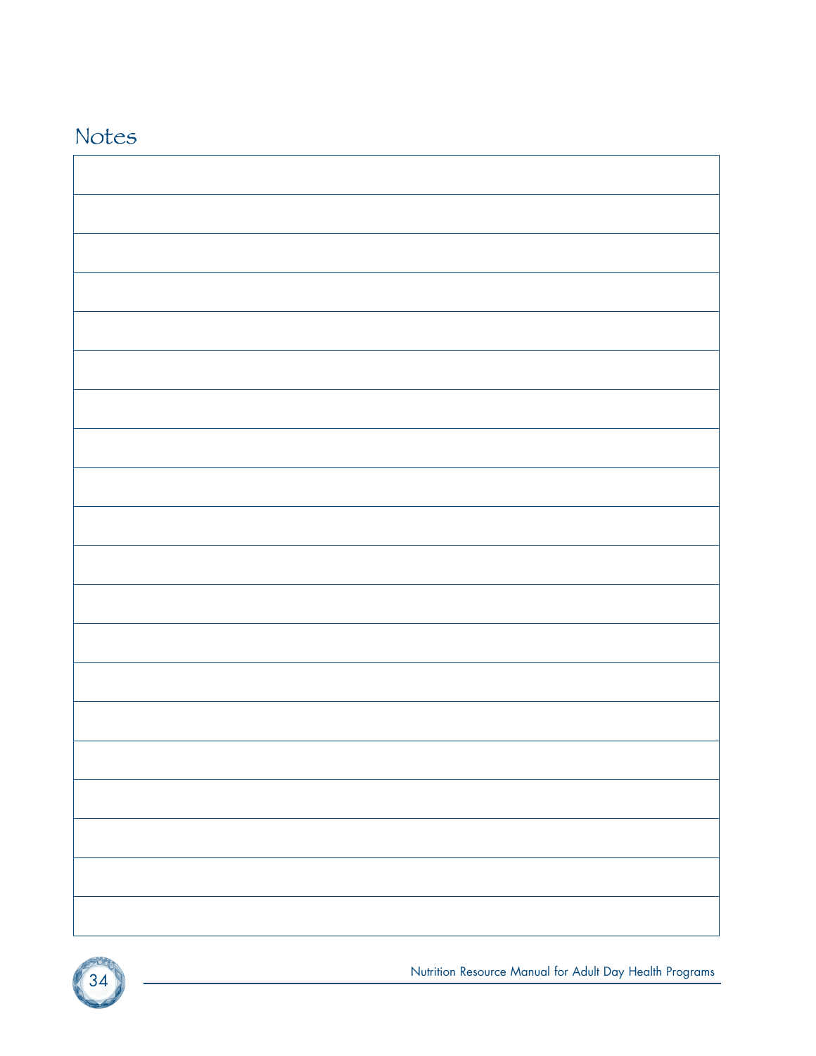## Notes